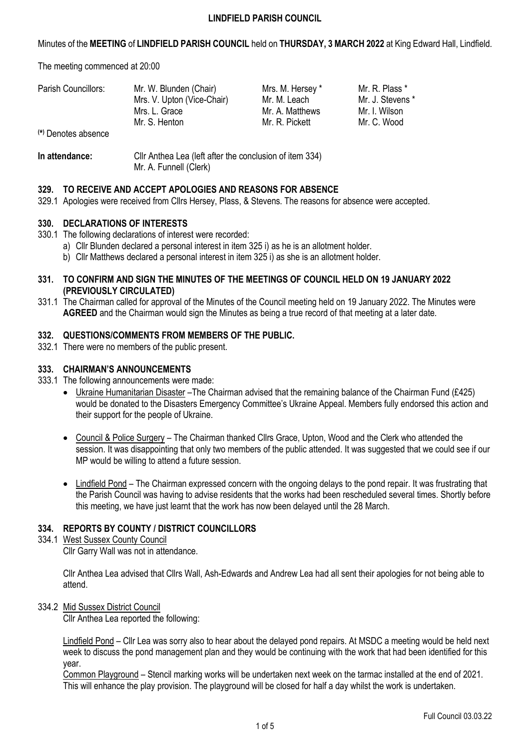# LINDFIELD PARISH COUNCIL

Minutes of the **MEETING** of **LINDFIELD PARISH COUNCIL** held on **THURSDAY, 3 MARCH 2022** at King Edward Hall, Lindfield.

The meeting commenced at 20:00

| Parish Councillors: | Mr. W. Blunden (Chair) | Mrs. M. Hersey * | Mr. R. Plass * |
|---|---|---|---|
| | Mrs. V. Upton (Vice-Chair) | Mr. M. Leach | Mr. J. Stevens * |
| | Mrs. L. Grace | Mr. A. Matthews | Mr. I. Wilson |
| | Mr. S. Henton | Mr. R. Pickett | Mr. C. Wood |

(*) Denotes absence

**In attendance:** Cllr Anthea Lea (left after the conclusion of item 334)
Mr. A. Funnell (Clerk)

## 329. TO RECEIVE AND ACCEPT APOLOGIES AND REASONS FOR ABSENCE

329.1 Apologies were received from Cllrs Hersey, Plass, & Stevens. The reasons for absence were accepted.

## 330. DECLARATIONS OF INTERESTS

330.1 The following declarations of interest were recorded:

a) Cllr Blunden declared a personal interest in item 325 i) as he is an allotment holder.
b) Cllr Matthews declared a personal interest in item 325 i) as she is an allotment holder.

## 331. TO CONFIRM AND SIGN THE MINUTES OF THE MEETINGS OF COUNCIL HELD ON 19 JANUARY 2022 (PREVIOUSLY CIRCULATED)

331.1 The Chairman called for approval of the Minutes of the Council meeting held on 19 January 2022. The Minutes were **AGREED** and the Chairman would sign the Minutes as being a true record of that meeting at a later date.

## 332. QUESTIONS/COMMENTS FROM MEMBERS OF THE PUBLIC.

332.1 There were no members of the public present.

## 333. CHAIRMAN'S ANNOUNCEMENTS

333.1 The following announcements were made:

- Ukraine Humanitarian Disaster –The Chairman advised that the remaining balance of the Chairman Fund (£425) would be donated to the Disasters Emergency Committee's Ukraine Appeal. Members fully endorsed this action and their support for the people of Ukraine.

- Council & Police Surgery – The Chairman thanked Cllrs Grace, Upton, Wood and the Clerk who attended the session. It was disappointing that only two members of the public attended. It was suggested that we could see if our MP would be willing to attend a future session.

- Lindfield Pond – The Chairman expressed concern with the ongoing delays to the pond repair. It was frustrating that the Parish Council was having to advise residents that the works had been rescheduled several times. Shortly before this meeting, we have just learnt that the work has now been delayed until the 28 March.

## 334. REPORTS BY COUNTY / DISTRICT COUNCILLORS

334.1 West Sussex County Council

Cllr Garry Wall was not in attendance.

Cllr Anthea Lea advised that Cllrs Wall, Ash-Edwards and Andrew Lea had all sent their apologies for not being able to attend.

334.2 Mid Sussex District Council

Cllr Anthea Lea reported the following:

Lindfield Pond – Cllr Lea was sorry also to hear about the delayed pond repairs. At MSDC a meeting would be held next week to discuss the pond management plan and they would be continuing with the work that had been identified for this year.

Common Playground – Stencil marking works will be undertaken next week on the tarmac installed at the end of 2021. This will enhance the play provision. The playground will be closed for half a day whilst the work is undertaken.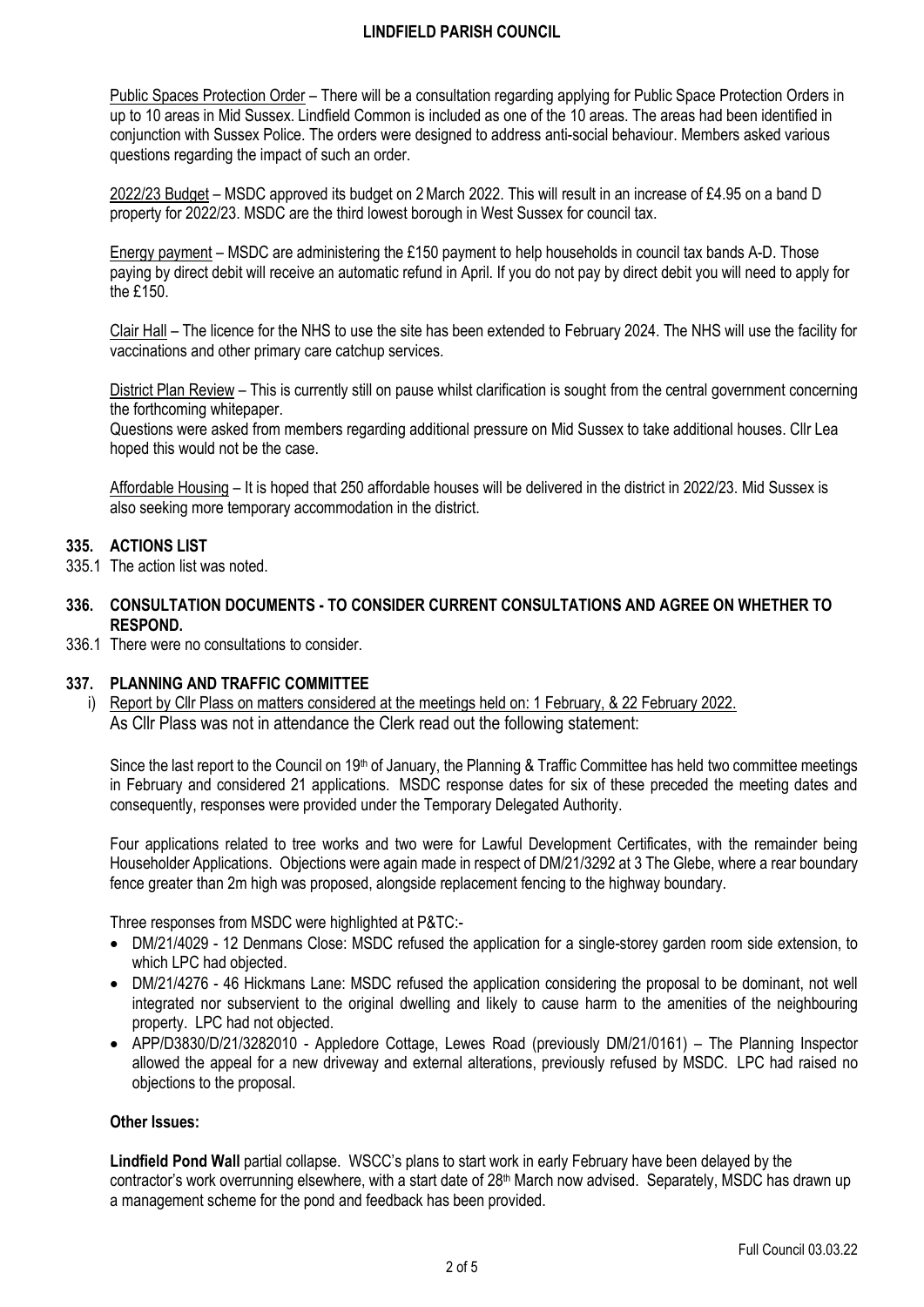Public Spaces Protection Order – There will be a consultation regarding applying for Public Space Protection Orders in up to 10 areas in Mid Sussex. Lindfield Common is included as one of the 10 areas. The areas had been identified in conjunction with Sussex Police. The orders were designed to address anti-social behaviour. Members asked various questions regarding the impact of such an order.

2022/23 Budget – MSDC approved its budget on 2 March 2022. This will result in an increase of £4.95 on a band D property for 2022/23. MSDC are the third lowest borough in West Sussex for council tax.

Energy payment – MSDC are administering the £150 payment to help households in council tax bands A-D. Those paying by direct debit will receive an automatic refund in April. If you do not pay by direct debit you will need to apply for the £150.

Clair Hall – The licence for the NHS to use the site has been extended to February 2024. The NHS will use the facility for vaccinations and other primary care catchup services.

District Plan Review – This is currently still on pause whilst clarification is sought from the central government concerning the forthcoming whitepaper.
Questions were asked from members regarding additional pressure on Mid Sussex to take additional houses. Cllr Lea hoped this would not be the case.

Affordable Housing – It is hoped that 250 affordable houses will be delivered in the district in 2022/23. Mid Sussex is also seeking more temporary accommodation in the district.

## 335. ACTIONS LIST

335.1 The action list was noted.

## 336. CONSULTATION DOCUMENTS - TO CONSIDER CURRENT CONSULTATIONS AND AGREE ON WHETHER TO RESPOND.

336.1 There were no consultations to consider.

## 337. PLANNING AND TRAFFIC COMMITTEE

i) Report by Cllr Plass on matters considered at the meetings held on: 1 February, & 22 February 2022.
As Cllr Plass was not in attendance the Clerk read out the following statement:

Since the last report to the Council on 19th of January, the Planning & Traffic Committee has held two committee meetings in February and considered 21 applications. MSDC response dates for six of these preceded the meeting dates and consequently, responses were provided under the Temporary Delegated Authority.

Four applications related to tree works and two were for Lawful Development Certificates, with the remainder being Householder Applications. Objections were again made in respect of DM/21/3292 at 3 The Glebe, where a rear boundary fence greater than 2m high was proposed, alongside replacement fencing to the highway boundary.

Three responses from MSDC were highlighted at P&TC:-

- DM/21/4029 - 12 Denmans Close: MSDC refused the application for a single-storey garden room side extension, to which LPC had objected.
- DM/21/4276 - 46 Hickmans Lane: MSDC refused the application considering the proposal to be dominant, not well integrated nor subservient to the original dwelling and likely to cause harm to the amenities of the neighbouring property. LPC had not objected.
- APP/D3830/D/21/3282010 - Appledore Cottage, Lewes Road (previously DM/21/0161) – The Planning Inspector allowed the appeal for a new driveway and external alterations, previously refused by MSDC. LPC had raised no objections to the proposal.

**Other Issues:**

**Lindfield Pond Wall** partial collapse. WSCC's plans to start work in early February have been delayed by the contractor's work overrunning elsewhere, with a start date of 28th March now advised. Separately, MSDC has drawn up a management scheme for the pond and feedback has been provided.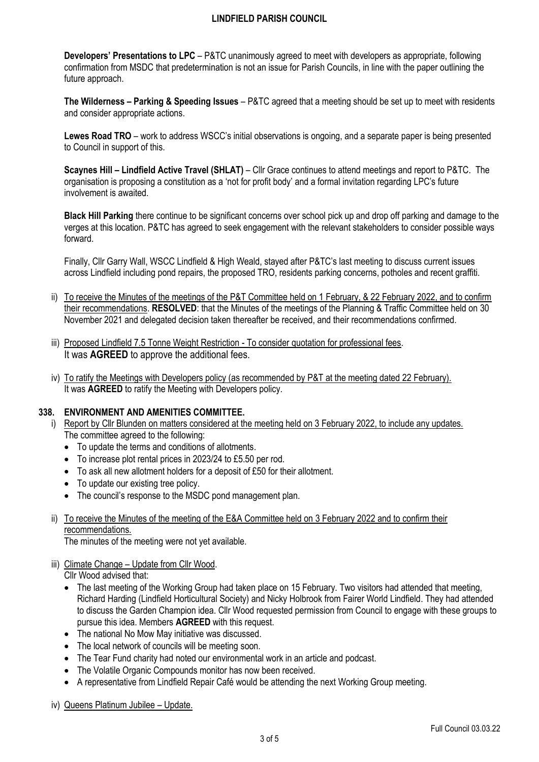**Developers' Presentations to LPC** – P&TC unanimously agreed to meet with developers as appropriate, following confirmation from MSDC that predetermination is not an issue for Parish Councils, in line with the paper outlining the future approach.

**The Wilderness – Parking & Speeding Issues** – P&TC agreed that a meeting should be set up to meet with residents and consider appropriate actions.

**Lewes Road TRO** – work to address WSCC's initial observations is ongoing, and a separate paper is being presented to Council in support of this.

**Scaynes Hill – Lindfield Active Travel (SHLAT)** – Cllr Grace continues to attend meetings and report to P&TC. The organisation is proposing a constitution as a 'not for profit body' and a formal invitation regarding LPC's future involvement is awaited.

**Black Hill Parking** there continue to be significant concerns over school pick up and drop off parking and damage to the verges at this location. P&TC has agreed to seek engagement with the relevant stakeholders to consider possible ways forward.

Finally, Cllr Garry Wall, WSCC Lindfield & High Weald, stayed after P&TC's last meeting to discuss current issues across Lindfield including pond repairs, the proposed TRO, residents parking concerns, potholes and recent graffiti.

ii) To receive the Minutes of the meetings of the P&T Committee held on 1 February, & 22 February 2022, and to confirm their recommendations. **RESOLVED**: that the Minutes of the meetings of the Planning & Traffic Committee held on 30 November 2021 and delegated decision taken thereafter be received, and their recommendations confirmed.

iii) Proposed Lindfield 7.5 Tonne Weight Restriction - To consider quotation for professional fees.
It was **AGREED** to approve the additional fees.

iv) To ratify the Meetings with Developers policy (as recommended by P&T at the meeting dated 22 February).
It was **AGREED** to ratify the Meeting with Developers policy.

## 338. ENVIRONMENT AND AMENITIES COMMITTEE.

i) Report by Cllr Blunden on matters considered at the meeting held on 3 February 2022, to include any updates.
The committee agreed to the following:

- To update the terms and conditions of allotments.
- To increase plot rental prices in 2023/24 to £5.50 per rod.
- To ask all new allotment holders for a deposit of £50 for their allotment.
- To update our existing tree policy.
- The council's response to the MSDC pond management plan.

ii) To receive the Minutes of the meeting of the E&A Committee held on 3 February 2022 and to confirm their recommendations.
The minutes of the meeting were not yet available.

iii) Climate Change – Update from Cllr Wood.
Cllr Wood advised that:

- The last meeting of the Working Group had taken place on 15 February. Two visitors had attended that meeting, Richard Harding (Lindfield Horticultural Society) and Nicky Holbrook from Fairer World Lindfield. They had attended to discuss the Garden Champion idea. Cllr Wood requested permission from Council to engage with these groups to pursue this idea. Members **AGREED** with this request.
- The national No Mow May initiative was discussed.
- The local network of councils will be meeting soon.
- The Tear Fund charity had noted our environmental work in an article and podcast.
- The Volatile Organic Compounds monitor has now been received.
- A representative from Lindfield Repair Café would be attending the next Working Group meeting.

iv) Queens Platinum Jubilee – Update.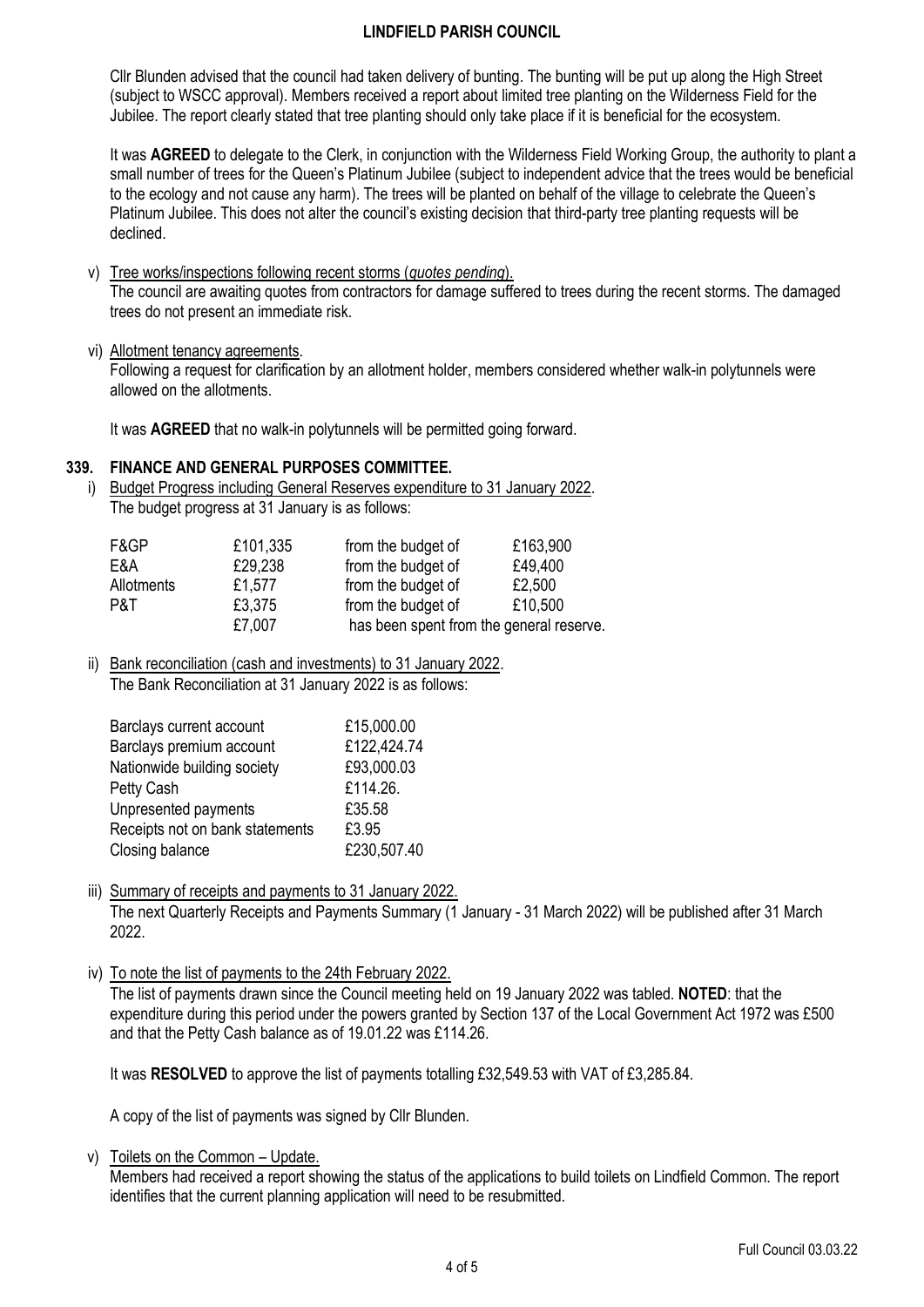Cllr Blunden advised that the council had taken delivery of bunting. The bunting will be put up along the High Street (subject to WSCC approval). Members received a report about limited tree planting on the Wilderness Field for the Jubilee. The report clearly stated that tree planting should only take place if it is beneficial for the ecosystem.

It was **AGREED** to delegate to the Clerk, in conjunction with the Wilderness Field Working Group, the authority to plant a small number of trees for the Queen's Platinum Jubilee (subject to independent advice that the trees would be beneficial to the ecology and not cause any harm). The trees will be planted on behalf of the village to celebrate the Queen's Platinum Jubilee. This does not alter the council's existing decision that third-party tree planting requests will be declined.

v) Tree works/inspections following recent storms (*quotes pending*).
The council are awaiting quotes from contractors for damage suffered to trees during the recent storms. The damaged trees do not present an immediate risk.

vi) Allotment tenancy agreements.
Following a request for clarification by an allotment holder, members considered whether walk-in polytunnels were allowed on the allotments.

It was **AGREED** that no walk-in polytunnels will be permitted going forward.

## 339. FINANCE AND GENERAL PURPOSES COMMITTEE.

i) Budget Progress including General Reserves expenditure to 31 January 2022.
The budget progress at 31 January is as follows:

| | | | |
|---|---|---|---|
| F&GP | £101,335 | from the budget of | £163,900 |
| E&A | £29,238 | from the budget of | £49,400 |
| Allotments | £1,577 | from the budget of | £2,500 |
| P&T | £3,375 | from the budget of | £10,500 |
| | £7,007 | has been spent from the general reserve. | |

ii) Bank reconciliation (cash and investments) to 31 January 2022.
The Bank Reconciliation at 31 January 2022 is as follows:

| | |
|---|---|
| Barclays current account | £15,000.00 |
| Barclays premium account | £122,424.74 |
| Nationwide building society | £93,000.03 |
| Petty Cash | £114.26. |
| Unpresented payments | £35.58 |
| Receipts not on bank statements | £3.95 |
| Closing balance | £230,507.40 |

iii) Summary of receipts and payments to 31 January 2022.
The next Quarterly Receipts and Payments Summary (1 January - 31 March 2022) will be published after 31 March 2022.

iv) To note the list of payments to the 24th February 2022.
The list of payments drawn since the Council meeting held on 19 January 2022 was tabled. **NOTED**: that the expenditure during this period under the powers granted by Section 137 of the Local Government Act 1972 was £500 and that the Petty Cash balance as of 19.01.22 was £114.26.

It was **RESOLVED** to approve the list of payments totalling £32,549.53 with VAT of £3,285.84.

A copy of the list of payments was signed by Cllr Blunden.

v) Toilets on the Common – Update.
Members had received a report showing the status of the applications to build toilets on Lindfield Common. The report identifies that the current planning application will need to be resubmitted.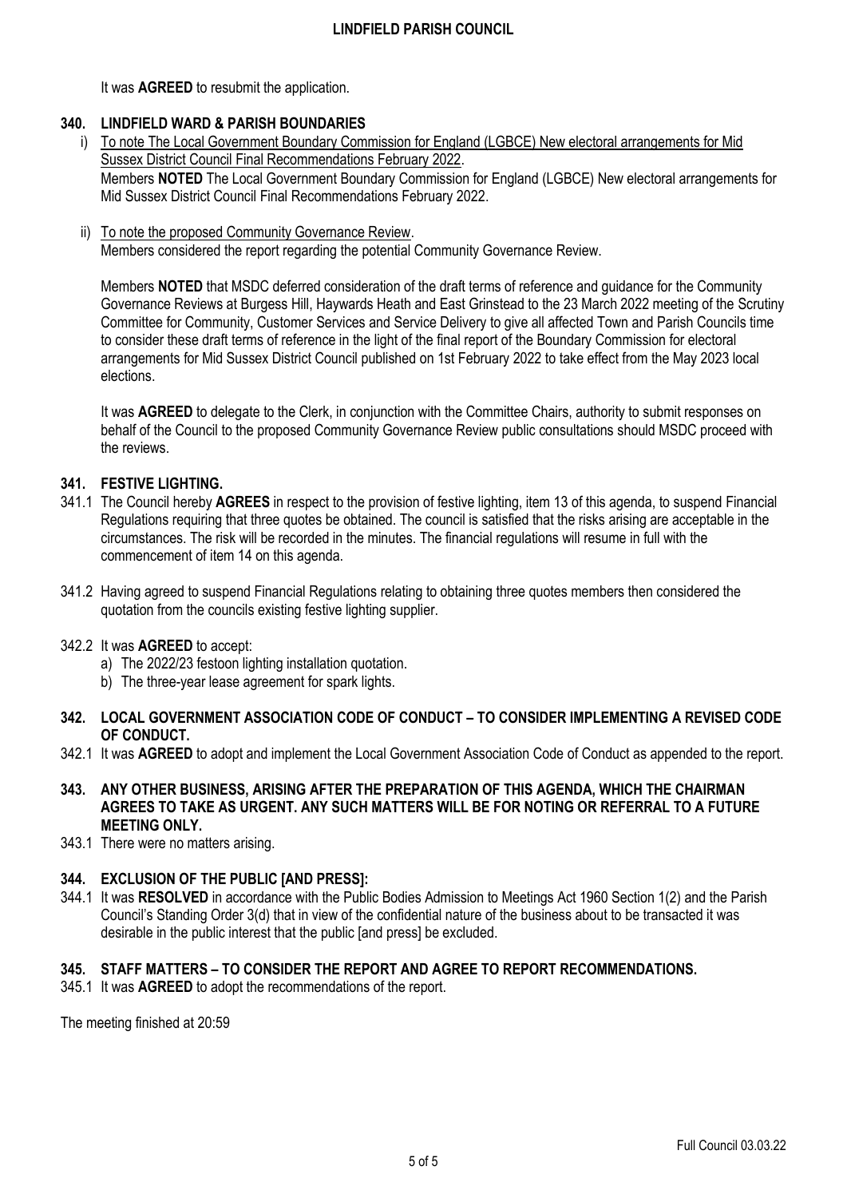It was **AGREED** to resubmit the application.

### 340. LINDFIELD WARD & PARISH BOUNDARIES

i) To note The Local Government Boundary Commission for England (LGBCE) New electoral arrangements for Mid Sussex District Council Final Recommendations February 2022.
Members **NOTED** The Local Government Boundary Commission for England (LGBCE) New electoral arrangements for Mid Sussex District Council Final Recommendations February 2022.

ii) To note the proposed Community Governance Review.
Members considered the report regarding the potential Community Governance Review.

Members **NOTED** that MSDC deferred consideration of the draft terms of reference and guidance for the Community Governance Reviews at Burgess Hill, Haywards Heath and East Grinstead to the 23 March 2022 meeting of the Scrutiny Committee for Community, Customer Services and Service Delivery to give all affected Town and Parish Councils time to consider these draft terms of reference in the light of the final report of the Boundary Commission for electoral arrangements for Mid Sussex District Council published on 1st February 2022 to take effect from the May 2023 local elections.

It was **AGREED** to delegate to the Clerk, in conjunction with the Committee Chairs, authority to submit responses on behalf of the Council to the proposed Community Governance Review public consultations should MSDC proceed with the reviews.

### 341. FESTIVE LIGHTING.

341.1 The Council hereby **AGREES** in respect to the provision of festive lighting, item 13 of this agenda, to suspend Financial Regulations requiring that three quotes be obtained. The council is satisfied that the risks arising are acceptable in the circumstances. The risk will be recorded in the minutes. The financial regulations will resume in full with the commencement of item 14 on this agenda.

341.2 Having agreed to suspend Financial Regulations relating to obtaining three quotes members then considered the quotation from the councils existing festive lighting supplier.

342.2 It was **AGREED** to accept:

a) The 2022/23 festoon lighting installation quotation.
b) The three-year lease agreement for spark lights.

### 342. LOCAL GOVERNMENT ASSOCIATION CODE OF CONDUCT – TO CONSIDER IMPLEMENTING A REVISED CODE OF CONDUCT.

342.1 It was **AGREED** to adopt and implement the Local Government Association Code of Conduct as appended to the report.

### 343. ANY OTHER BUSINESS, ARISING AFTER THE PREPARATION OF THIS AGENDA, WHICH THE CHAIRMAN AGREES TO TAKE AS URGENT. ANY SUCH MATTERS WILL BE FOR NOTING OR REFERRAL TO A FUTURE MEETING ONLY.

343.1 There were no matters arising.

### 344. EXCLUSION OF THE PUBLIC [AND PRESS]:

344.1 It was **RESOLVED** in accordance with the Public Bodies Admission to Meetings Act 1960 Section 1(2) and the Parish Council's Standing Order 3(d) that in view of the confidential nature of the business about to be transacted it was desirable in the public interest that the public [and press] be excluded.

### 345. STAFF MATTERS – TO CONSIDER THE REPORT AND AGREE TO REPORT RECOMMENDATIONS.

345.1 It was **AGREED** to adopt the recommendations of the report.

The meeting finished at 20:59